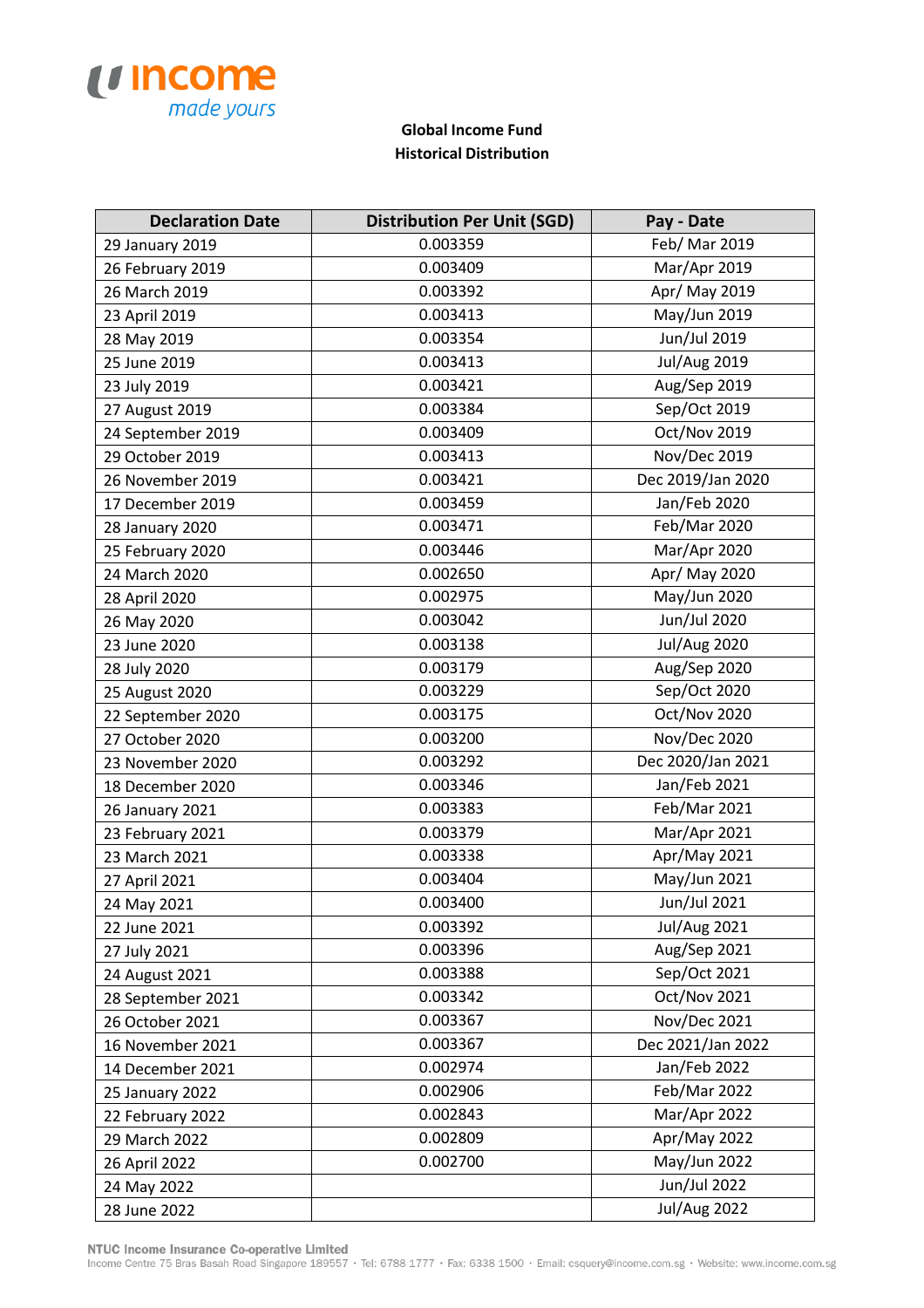**Global Income Fund**
**Historical Distribution**

| Declaration Date | Distribution Per Unit (SGD) | Pay - Date |
|---|---|---|
| 29 January 2019 | 0.003359 | Feb/ Mar 2019 |
| 26 February 2019 | 0.003409 | Mar/Apr 2019 |
| 26 March 2019 | 0.003392 | Apr/ May 2019 |
| 23 April 2019 | 0.003413 | May/Jun 2019 |
| 28 May 2019 | 0.003354 | Jun/Jul 2019 |
| 25 June 2019 | 0.003413 | Jul/Aug 2019 |
| 23 July 2019 | 0.003421 | Aug/Sep 2019 |
| 27 August 2019 | 0.003384 | Sep/Oct 2019 |
| 24 September 2019 | 0.003409 | Oct/Nov 2019 |
| 29 October 2019 | 0.003413 | Nov/Dec 2019 |
| 26 November 2019 | 0.003421 | Dec 2019/Jan 2020 |
| 17 December 2019 | 0.003459 | Jan/Feb 2020 |
| 28 January 2020 | 0.003471 | Feb/Mar 2020 |
| 25 February 2020 | 0.003446 | Mar/Apr 2020 |
| 24 March 2020 | 0.002650 | Apr/ May 2020 |
| 28 April 2020 | 0.002975 | May/Jun 2020 |
| 26 May 2020 | 0.003042 | Jun/Jul 2020 |
| 23 June 2020 | 0.003138 | Jul/Aug 2020 |
| 28 July 2020 | 0.003179 | Aug/Sep 2020 |
| 25 August 2020 | 0.003229 | Sep/Oct 2020 |
| 22 September 2020 | 0.003175 | Oct/Nov 2020 |
| 27 October 2020 | 0.003200 | Nov/Dec 2020 |
| 23 November 2020 | 0.003292 | Dec 2020/Jan 2021 |
| 18 December 2020 | 0.003346 | Jan/Feb 2021 |
| 26 January 2021 | 0.003383 | Feb/Mar 2021 |
| 23 February 2021 | 0.003379 | Mar/Apr 2021 |
| 23 March 2021 | 0.003338 | Apr/May 2021 |
| 27 April 2021 | 0.003404 | May/Jun 2021 |
| 24 May 2021 | 0.003400 | Jun/Jul 2021 |
| 22 June 2021 | 0.003392 | Jul/Aug 2021 |
| 27 July 2021 | 0.003396 | Aug/Sep 2021 |
| 24 August 2021 | 0.003388 | Sep/Oct 2021 |
| 28 September 2021 | 0.003342 | Oct/Nov 2021 |
| 26 October 2021 | 0.003367 | Nov/Dec 2021 |
| 16 November 2021 | 0.003367 | Dec 2021/Jan 2022 |
| 14 December 2021 | 0.002974 | Jan/Feb 2022 |
| 25 January 2022 | 0.002906 | Feb/Mar 2022 |
| 22 February 2022 | 0.002843 | Mar/Apr 2022 |
| 29 March 2022 | 0.002809 | Apr/May 2022 |
| 26 April 2022 | 0.002700 | May/Jun 2022 |
| 24 May 2022 | | Jun/Jul 2022 |
| 28 June 2022 | | Jul/Aug 2022 |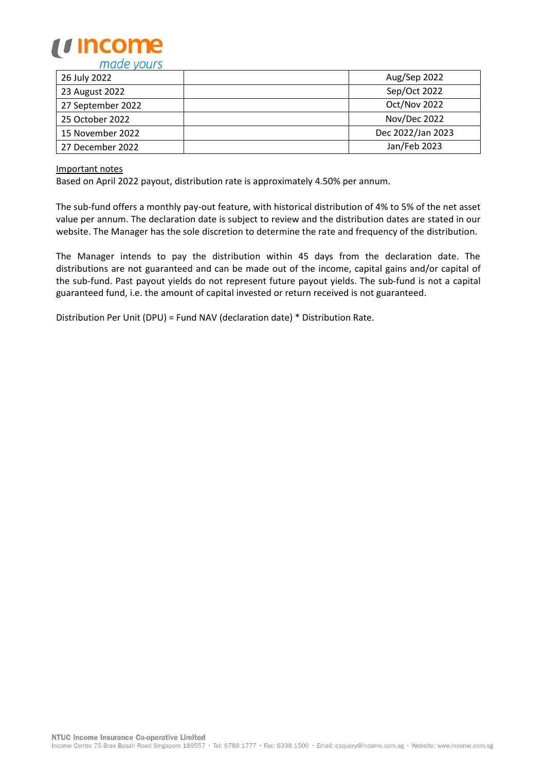| | | |
|---|---|---|
| 26 July 2022 | | Aug/Sep 2022 |
| 23 August 2022 | | Sep/Oct 2022 |
| 27 September 2022 | | Oct/Nov 2022 |
| 25 October 2022 | | Nov/Dec 2022 |
| 15 November 2022 | | Dec 2022/Jan 2023 |
| 27 December 2022 | | Jan/Feb 2023 |

Important notes

Based on April 2022 payout, distribution rate is approximately 4.50% per annum.

The sub-fund offers a monthly pay-out feature, with historical distribution of 4% to 5% of the net asset value per annum. The declaration date is subject to review and the distribution dates are stated in our website. The Manager has the sole discretion to determine the rate and frequency of the distribution.

The Manager intends to pay the distribution within 45 days from the declaration date. The distributions are not guaranteed and can be made out of the income, capital gains and/or capital of the sub-fund. Past payout yields do not represent future payout yields. The sub-fund is not a capital guaranteed fund, i.e. the amount of capital invested or return received is not guaranteed.

Distribution Per Unit (DPU) = Fund NAV (declaration date) * Distribution Rate.